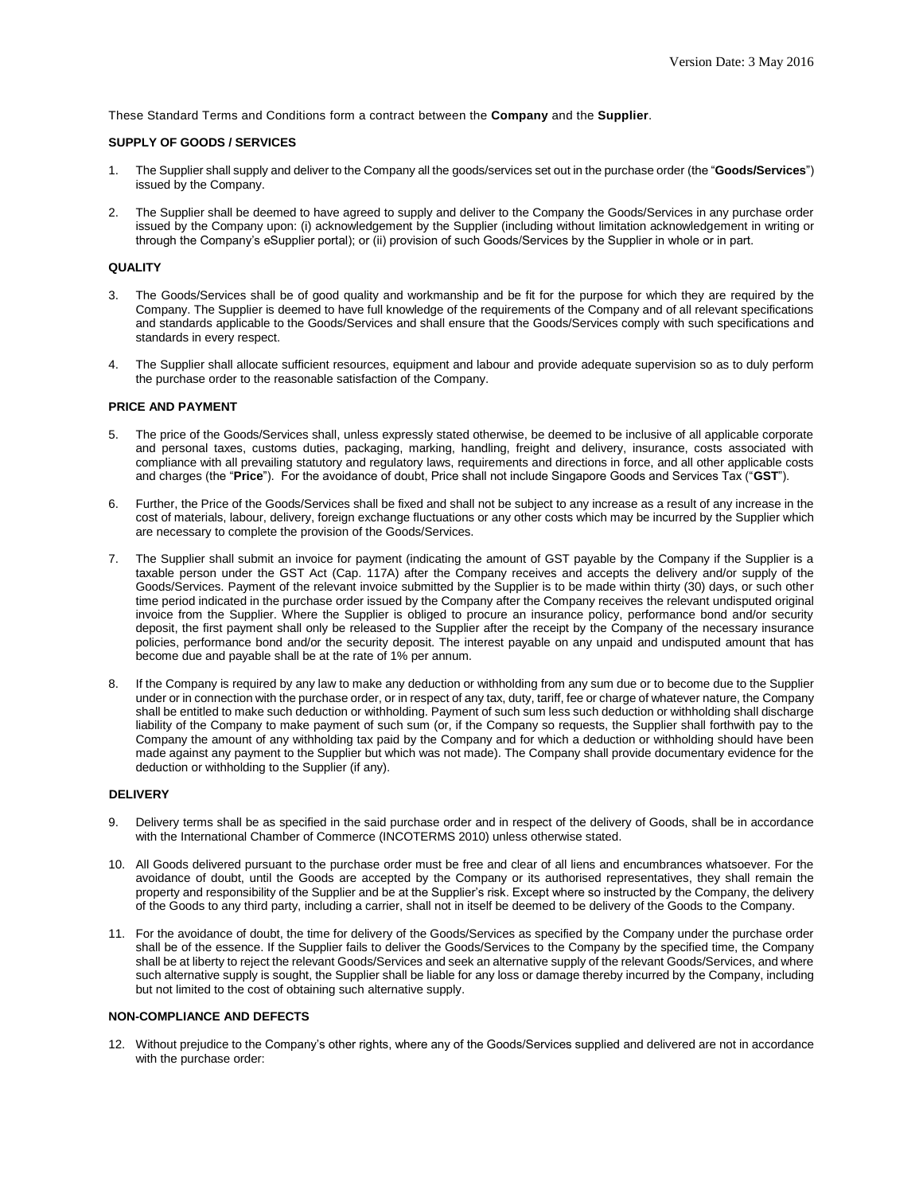Version Date: 3 May 2016

These Standard Terms and Conditions form a contract between the **Company** and the **Supplier**.

**SUPPLY OF GOODS / SERVICES**

1. The Supplier shall supply and deliver to the Company all the goods/services set out in the purchase order (the "**Goods/Services**") issued by the Company.

2. The Supplier shall be deemed to have agreed to supply and deliver to the Company the Goods/Services in any purchase order issued by the Company upon: (i) acknowledgement by the Supplier (including without limitation acknowledgement in writing or through the Company's eSupplier portal); or (ii) provision of such Goods/Services by the Supplier in whole or in part.

**QUALITY**

3. The Goods/Services shall be of good quality and workmanship and be fit for the purpose for which they are required by the Company. The Supplier is deemed to have full knowledge of the requirements of the Company and of all relevant specifications and standards applicable to the Goods/Services and shall ensure that the Goods/Services comply with such specifications and standards in every respect.

4. The Supplier shall allocate sufficient resources, equipment and labour and provide adequate supervision so as to duly perform the purchase order to the reasonable satisfaction of the Company.

**PRICE AND PAYMENT**

5. The price of the Goods/Services shall, unless expressly stated otherwise, be deemed to be inclusive of all applicable corporate and personal taxes, customs duties, packaging, marking, handling, freight and delivery, insurance, costs associated with compliance with all prevailing statutory and regulatory laws, requirements and directions in force, and all other applicable costs and charges (the "**Price**"). For the avoidance of doubt, Price shall not include Singapore Goods and Services Tax ("**GST**").

6. Further, the Price of the Goods/Services shall be fixed and shall not be subject to any increase as a result of any increase in the cost of materials, labour, delivery, foreign exchange fluctuations or any other costs which may be incurred by the Supplier which are necessary to complete the provision of the Goods/Services.

7. The Supplier shall submit an invoice for payment (indicating the amount of GST payable by the Company if the Supplier is a taxable person under the GST Act (Cap. 117A) after the Company receives and accepts the delivery and/or supply of the Goods/Services. Payment of the relevant invoice submitted by the Supplier is to be made within thirty (30) days, or such other time period indicated in the purchase order issued by the Company after the Company receives the relevant undisputed original invoice from the Supplier. Where the Supplier is obliged to procure an insurance policy, performance bond and/or security deposit, the first payment shall only be released to the Supplier after the receipt by the Company of the necessary insurance policies, performance bond and/or the security deposit. The interest payable on any unpaid and undisputed amount that has become due and payable shall be at the rate of 1% per annum.

8. If the Company is required by any law to make any deduction or withholding from any sum due or to become due to the Supplier under or in connection with the purchase order, or in respect of any tax, duty, tariff, fee or charge of whatever nature, the Company shall be entitled to make such deduction or withholding. Payment of such sum less such deduction or withholding shall discharge liability of the Company to make payment of such sum (or, if the Company so requests, the Supplier shall forthwith pay to the Company the amount of any withholding tax paid by the Company and for which a deduction or withholding should have been made against any payment to the Supplier but which was not made). The Company shall provide documentary evidence for the deduction or withholding to the Supplier (if any).

**DELIVERY**

9. Delivery terms shall be as specified in the said purchase order and in respect of the delivery of Goods, shall be in accordance with the International Chamber of Commerce (INCOTERMS 2010) unless otherwise stated.

10. All Goods delivered pursuant to the purchase order must be free and clear of all liens and encumbrances whatsoever. For the avoidance of doubt, until the Goods are accepted by the Company or its authorised representatives, they shall remain the property and responsibility of the Supplier and be at the Supplier's risk. Except where so instructed by the Company, the delivery of the Goods to any third party, including a carrier, shall not in itself be deemed to be delivery of the Goods to the Company.

11. For the avoidance of doubt, the time for delivery of the Goods/Services as specified by the Company under the purchase order shall be of the essence. If the Supplier fails to deliver the Goods/Services to the Company by the specified time, the Company shall be at liberty to reject the relevant Goods/Services and seek an alternative supply of the relevant Goods/Services, and where such alternative supply is sought, the Supplier shall be liable for any loss or damage thereby incurred by the Company, including but not limited to the cost of obtaining such alternative supply.

**NON-COMPLIANCE AND DEFECTS**

12. Without prejudice to the Company's other rights, where any of the Goods/Services supplied and delivered are not in accordance with the purchase order: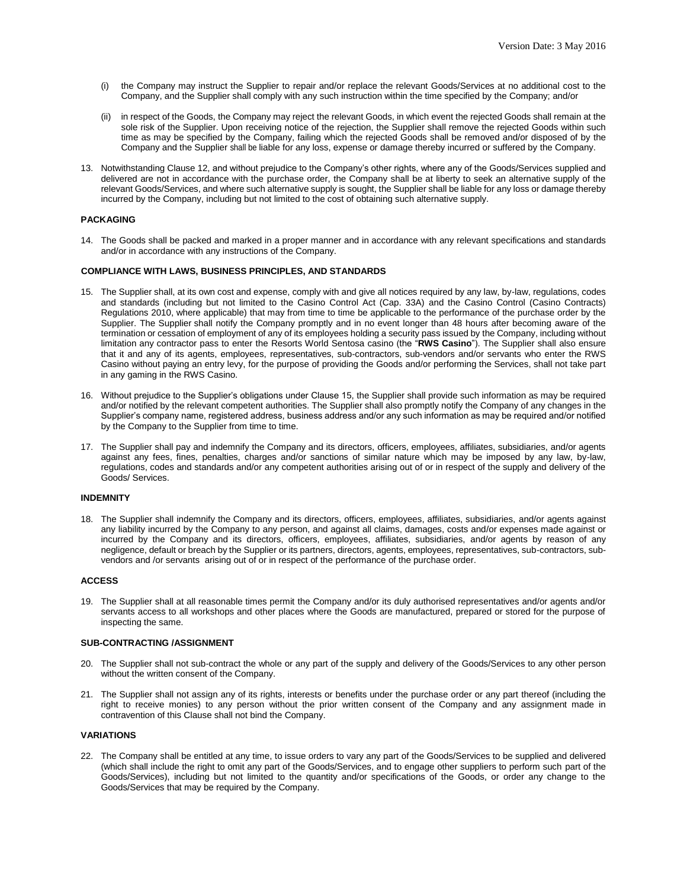(i) the Company may instruct the Supplier to repair and/or replace the relevant Goods/Services at no additional cost to the Company, and the Supplier shall comply with any such instruction within the time specified by the Company; and/or

(ii) in respect of the Goods, the Company may reject the relevant Goods, in which event the rejected Goods shall remain at the sole risk of the Supplier. Upon receiving notice of the rejection, the Supplier shall remove the rejected Goods within such time as may be specified by the Company, failing which the rejected Goods shall be removed and/or disposed of by the Company and the Supplier shall be liable for any loss, expense or damage thereby incurred or suffered by the Company.

13. Notwithstanding Clause 12, and without prejudice to the Company's other rights, where any of the Goods/Services supplied and delivered are not in accordance with the purchase order, the Company shall be at liberty to seek an alternative supply of the relevant Goods/Services, and where such alternative supply is sought, the Supplier shall be liable for any loss or damage thereby incurred by the Company, including but not limited to the cost of obtaining such alternative supply.

**PACKAGING**

14. The Goods shall be packed and marked in a proper manner and in accordance with any relevant specifications and standards and/or in accordance with any instructions of the Company.

**COMPLIANCE WITH LAWS, BUSINESS PRINCIPLES, AND STANDARDS**

15. The Supplier shall, at its own cost and expense, comply with and give all notices required by any law, by-law, regulations, codes and standards (including but not limited to the Casino Control Act (Cap. 33A) and the Casino Control (Casino Contracts) Regulations 2010, where applicable) that may from time to time be applicable to the performance of the purchase order by the Supplier. The Supplier shall notify the Company promptly and in no event longer than 48 hours after becoming aware of the termination or cessation of employment of any of its employees holding a security pass issued by the Company, including without limitation any contractor pass to enter the Resorts World Sentosa casino (the "**RWS Casino**"). The Supplier shall also ensure that it and any of its agents, employees, representatives, sub-contractors, sub-vendors and/or servants who enter the RWS Casino without paying an entry levy, for the purpose of providing the Goods and/or performing the Services, shall not take part in any gaming in the RWS Casino.

16. Without prejudice to the Supplier's obligations under Clause 15, the Supplier shall provide such information as may be required and/or notified by the relevant competent authorities. The Supplier shall also promptly notify the Company of any changes in the Supplier's company name, registered address, business address and/or any such information as may be required and/or notified by the Company to the Supplier from time to time.

17. The Supplier shall pay and indemnify the Company and its directors, officers, employees, affiliates, subsidiaries, and/or agents against any fees, fines, penalties, charges and/or sanctions of similar nature which may be imposed by any law, by-law, regulations, codes and standards and/or any competent authorities arising out of or in respect of the supply and delivery of the Goods/ Services.

**INDEMNITY**

18. The Supplier shall indemnify the Company and its directors, officers, employees, affiliates, subsidiaries, and/or agents against any liability incurred by the Company to any person, and against all claims, damages, costs and/or expenses made against or incurred by the Company and its directors, officers, employees, affiliates, subsidiaries, and/or agents by reason of any negligence, default or breach by the Supplier or its partners, directors, agents, employees, representatives, sub-contractors, sub-vendors and /or servants arising out of or in respect of the performance of the purchase order.

**ACCESS**

19. The Supplier shall at all reasonable times permit the Company and/or its duly authorised representatives and/or agents and/or servants access to all workshops and other places where the Goods are manufactured, prepared or stored for the purpose of inspecting the same.

**SUB-CONTRACTING /ASSIGNMENT**

20. The Supplier shall not sub-contract the whole or any part of the supply and delivery of the Goods/Services to any other person without the written consent of the Company.

21. The Supplier shall not assign any of its rights, interests or benefits under the purchase order or any part thereof (including the right to receive monies) to any person without the prior written consent of the Company and any assignment made in contravention of this Clause shall not bind the Company.

**VARIATIONS**

22. The Company shall be entitled at any time, to issue orders to vary any part of the Goods/Services to be supplied and delivered (which shall include the right to omit any part of the Goods/Services, and to engage other suppliers to perform such part of the Goods/Services), including but not limited to the quantity and/or specifications of the Goods, or order any change to the Goods/Services that may be required by the Company.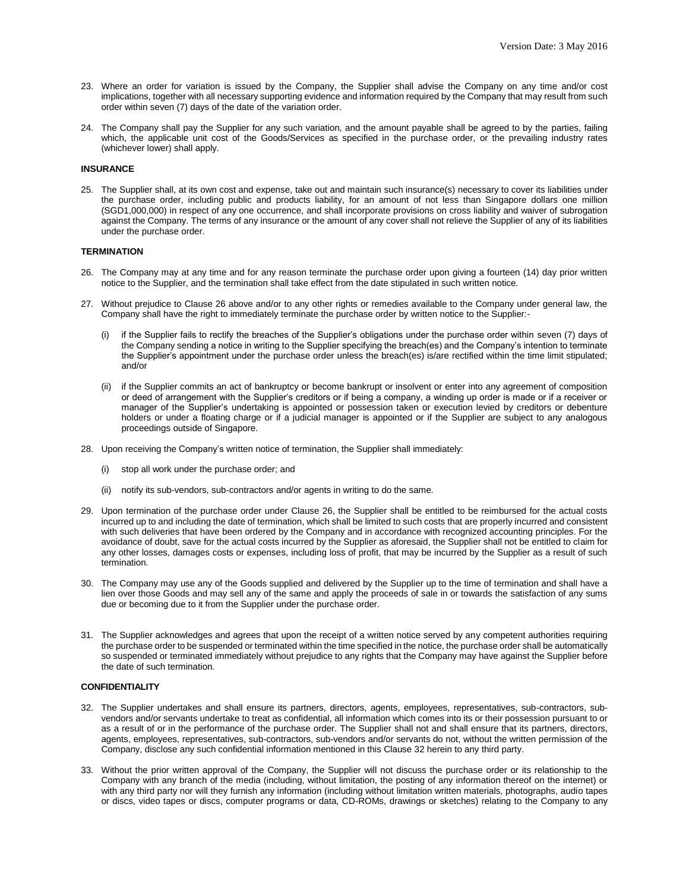23. Where an order for variation is issued by the Company, the Supplier shall advise the Company on any time and/or cost implications, together with all necessary supporting evidence and information required by the Company that may result from such order within seven (7) days of the date of the variation order.

24. The Company shall pay the Supplier for any such variation, and the amount payable shall be agreed to by the parties, failing which, the applicable unit cost of the Goods/Services as specified in the purchase order, or the prevailing industry rates (whichever lower) shall apply.

**INSURANCE**

25. The Supplier shall, at its own cost and expense, take out and maintain such insurance(s) necessary to cover its liabilities under the purchase order, including public and products liability, for an amount of not less than Singapore dollars one million (SGD1,000,000) in respect of any one occurrence, and shall incorporate provisions on cross liability and waiver of subrogation against the Company. The terms of any insurance or the amount of any cover shall not relieve the Supplier of any of its liabilities under the purchase order.

**TERMINATION**

26. The Company may at any time and for any reason terminate the purchase order upon giving a fourteen (14) day prior written notice to the Supplier, and the termination shall take effect from the date stipulated in such written notice.

27. Without prejudice to Clause 26 above and/or to any other rights or remedies available to the Company under general law, the Company shall have the right to immediately terminate the purchase order by written notice to the Supplier:-

    (i) if the Supplier fails to rectify the breaches of the Supplier's obligations under the purchase order within seven (7) days of the Company sending a notice in writing to the Supplier specifying the breach(es) and the Company's intention to terminate the Supplier's appointment under the purchase order unless the breach(es) is/are rectified within the time limit stipulated; and/or

    (ii) if the Supplier commits an act of bankruptcy or become bankrupt or insolvent or enter into any agreement of composition or deed of arrangement with the Supplier's creditors or if being a company, a winding up order is made or if a receiver or manager of the Supplier's undertaking is appointed or possession taken or execution levied by creditors or debenture holders or under a floating charge or if a judicial manager is appointed or if the Supplier are subject to any analogous proceedings outside of Singapore.

28. Upon receiving the Company's written notice of termination, the Supplier shall immediately:

    (i) stop all work under the purchase order; and

    (ii) notify its sub-vendors, sub-contractors and/or agents in writing to do the same.

29. Upon termination of the purchase order under Clause 26, the Supplier shall be entitled to be reimbursed for the actual costs incurred up to and including the date of termination, which shall be limited to such costs that are properly incurred and consistent with such deliveries that have been ordered by the Company and in accordance with recognized accounting principles. For the avoidance of doubt, save for the actual costs incurred by the Supplier as aforesaid, the Supplier shall not be entitled to claim for any other losses, damages costs or expenses, including loss of profit, that may be incurred by the Supplier as a result of such termination.

30. The Company may use any of the Goods supplied and delivered by the Supplier up to the time of termination and shall have a lien over those Goods and may sell any of the same and apply the proceeds of sale in or towards the satisfaction of any sums due or becoming due to it from the Supplier under the purchase order.

31. The Supplier acknowledges and agrees that upon the receipt of a written notice served by any competent authorities requiring the purchase order to be suspended or terminated within the time specified in the notice, the purchase order shall be automatically so suspended or terminated immediately without prejudice to any rights that the Company may have against the Supplier before the date of such termination.

**CONFIDENTIALITY**

32. The Supplier undertakes and shall ensure its partners, directors, agents, employees, representatives, sub-contractors, sub-vendors and/or servants undertake to treat as confidential, all information which comes into its or their possession pursuant to or as a result of or in the performance of the purchase order. The Supplier shall not and shall ensure that its partners, directors, agents, employees, representatives, sub-contractors, sub-vendors and/or servants do not, without the written permission of the Company, disclose any such confidential information mentioned in this Clause 32 herein to any third party.

33. Without the prior written approval of the Company, the Supplier will not discuss the purchase order or its relationship to the Company with any branch of the media (including, without limitation, the posting of any information thereof on the internet) or with any third party nor will they furnish any information (including without limitation written materials, photographs, audio tapes or discs, video tapes or discs, computer programs or data, CD-ROMs, drawings or sketches) relating to the Company to any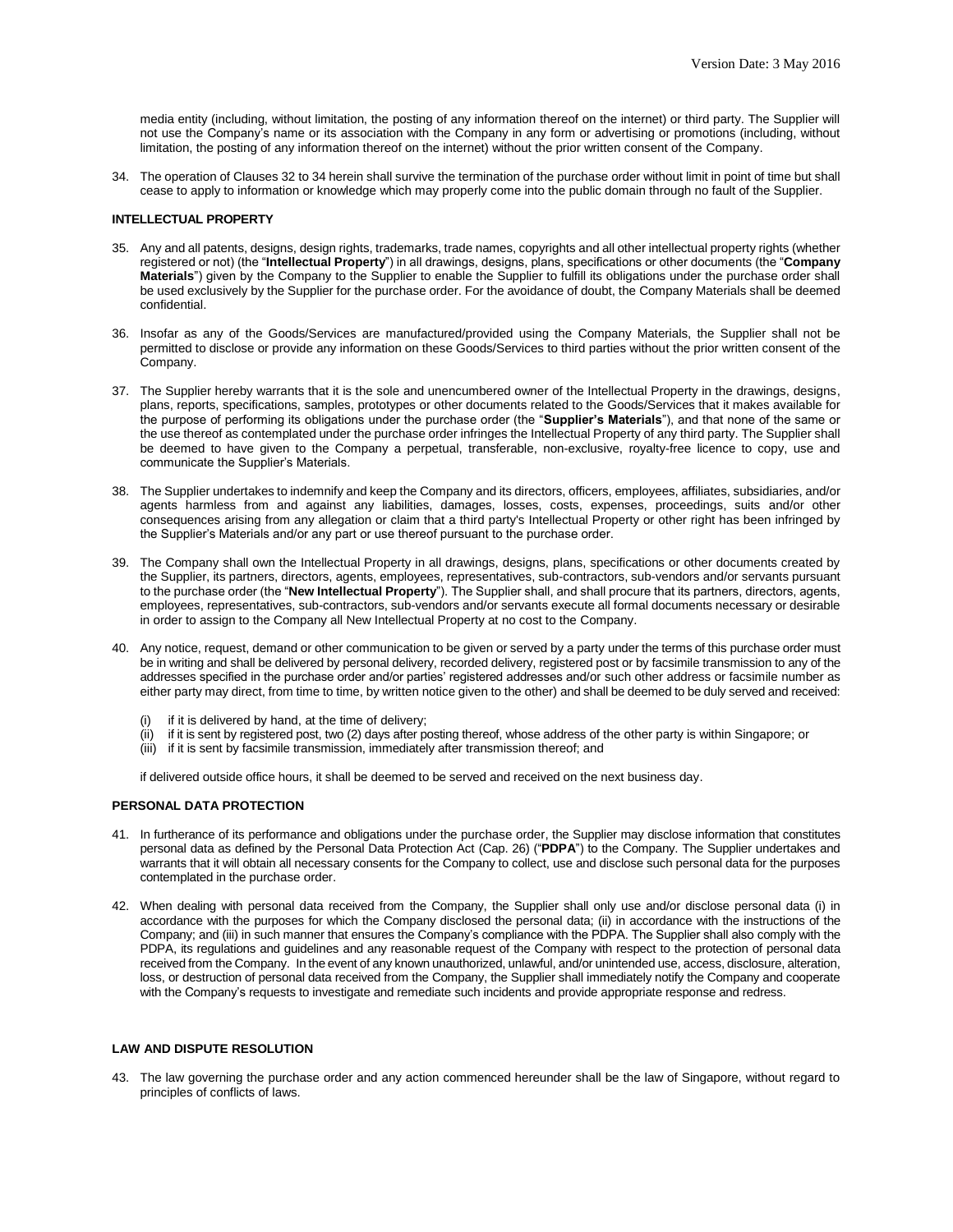media entity (including, without limitation, the posting of any information thereof on the internet) or third party. The Supplier will not use the Company's name or its association with the Company in any form or advertising or promotions (including, without limitation, the posting of any information thereof on the internet) without the prior written consent of the Company.

34. The operation of Clauses 32 to 34 herein shall survive the termination of the purchase order without limit in point of time but shall cease to apply to information or knowledge which may properly come into the public domain through no fault of the Supplier.

**INTELLECTUAL PROPERTY**

35. Any and all patents, designs, design rights, trademarks, trade names, copyrights and all other intellectual property rights (whether registered or not) (the "**Intellectual Property**") in all drawings, designs, plans, specifications or other documents (the "**Company Materials**") given by the Company to the Supplier to enable the Supplier to fulfill its obligations under the purchase order shall be used exclusively by the Supplier for the purchase order. For the avoidance of doubt, the Company Materials shall be deemed confidential.

36. Insofar as any of the Goods/Services are manufactured/provided using the Company Materials, the Supplier shall not be permitted to disclose or provide any information on these Goods/Services to third parties without the prior written consent of the Company.

37. The Supplier hereby warrants that it is the sole and unencumbered owner of the Intellectual Property in the drawings, designs, plans, reports, specifications, samples, prototypes or other documents related to the Goods/Services that it makes available for the purpose of performing its obligations under the purchase order (the "**Supplier's Materials**"), and that none of the same or the use thereof as contemplated under the purchase order infringes the Intellectual Property of any third party. The Supplier shall be deemed to have given to the Company a perpetual, transferable, non-exclusive, royalty-free licence to copy, use and communicate the Supplier's Materials.

38. The Supplier undertakes to indemnify and keep the Company and its directors, officers, employees, affiliates, subsidiaries, and/or agents harmless from and against any liabilities, damages, losses, costs, expenses, proceedings, suits and/or other consequences arising from any allegation or claim that a third party's Intellectual Property or other right has been infringed by the Supplier's Materials and/or any part or use thereof pursuant to the purchase order.

39. The Company shall own the Intellectual Property in all drawings, designs, plans, specifications or other documents created by the Supplier, its partners, directors, agents, employees, representatives, sub-contractors, sub-vendors and/or servants pursuant to the purchase order (the "**New Intellectual Property**"). The Supplier shall, and shall procure that its partners, directors, agents, employees, representatives, sub-contractors, sub-vendors and/or servants execute all formal documents necessary or desirable in order to assign to the Company all New Intellectual Property at no cost to the Company.

40. Any notice, request, demand or other communication to be given or served by a party under the terms of this purchase order must be in writing and shall be delivered by personal delivery, recorded delivery, registered post or by facsimile transmission to any of the addresses specified in the purchase order and/or parties' registered addresses and/or such other address or facsimile number as either party may direct, from time to time, by written notice given to the other) and shall be deemed to be duly served and received:

    (i) if it is delivered by hand, at the time of delivery;
    (ii) if it is sent by registered post, two (2) days after posting thereof, whose address of the other party is within Singapore; or
    (iii) if it is sent by facsimile transmission, immediately after transmission thereof; and

    if delivered outside office hours, it shall be deemed to be served and received on the next business day.

**PERSONAL DATA PROTECTION**

41. In furtherance of its performance and obligations under the purchase order, the Supplier may disclose information that constitutes personal data as defined by the Personal Data Protection Act (Cap. 26) ("**PDPA**") to the Company. The Supplier undertakes and warrants that it will obtain all necessary consents for the Company to collect, use and disclose such personal data for the purposes contemplated in the purchase order.

42. When dealing with personal data received from the Company, the Supplier shall only use and/or disclose personal data (i) in accordance with the purposes for which the Company disclosed the personal data; (ii) in accordance with the instructions of the Company; and (iii) in such manner that ensures the Company's compliance with the PDPA. The Supplier shall also comply with the PDPA, its regulations and guidelines and any reasonable request of the Company with respect to the protection of personal data received from the Company. In the event of any known unauthorized, unlawful, and/or unintended use, access, disclosure, alteration, loss, or destruction of personal data received from the Company, the Supplier shall immediately notify the Company and cooperate with the Company's requests to investigate and remediate such incidents and provide appropriate response and redress.

**LAW AND DISPUTE RESOLUTION**

43. The law governing the purchase order and any action commenced hereunder shall be the law of Singapore, without regard to principles of conflicts of laws.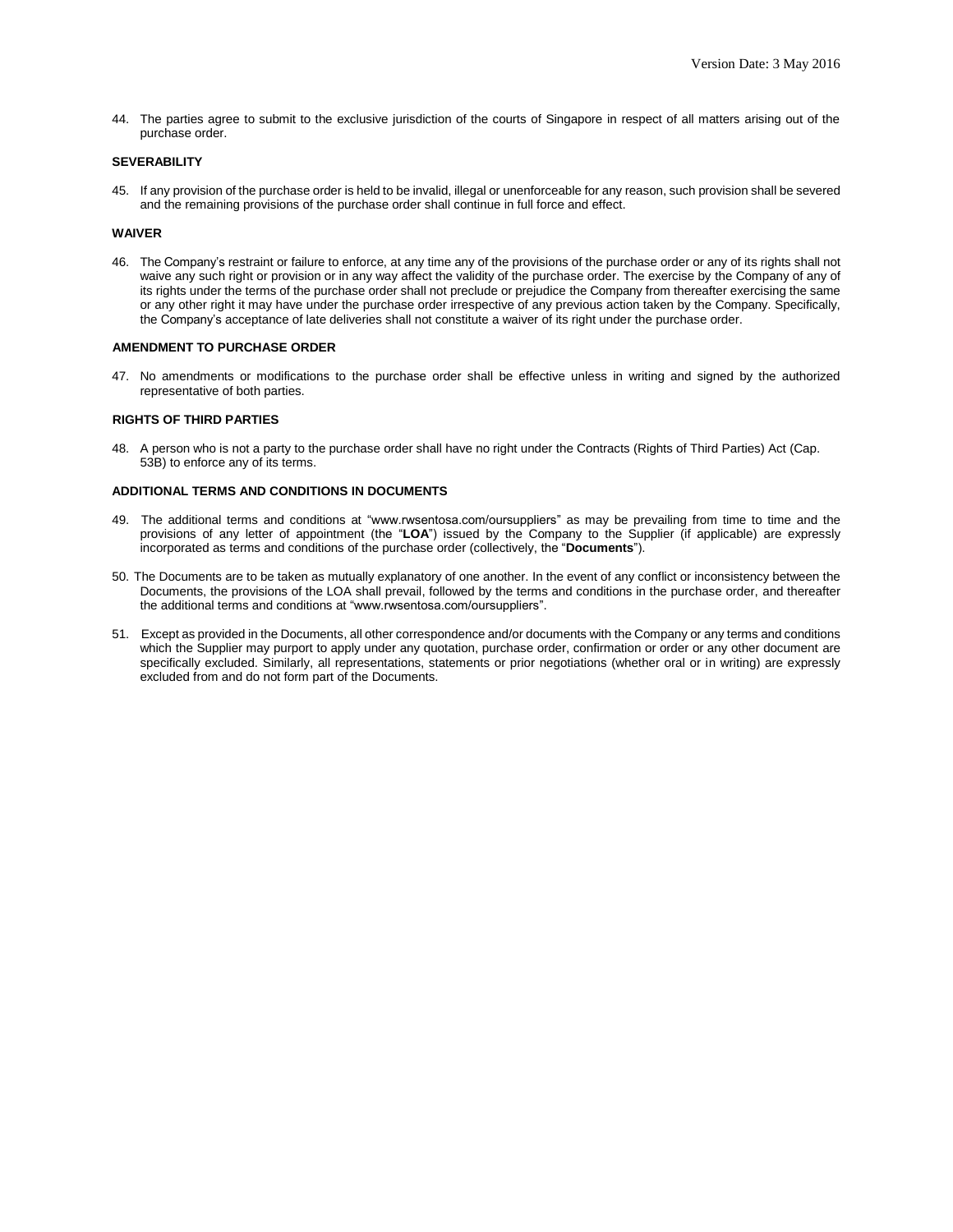44. The parties agree to submit to the exclusive jurisdiction of the courts of Singapore in respect of all matters arising out of the purchase order.

**SEVERABILITY**

45. If any provision of the purchase order is held to be invalid, illegal or unenforceable for any reason, such provision shall be severed and the remaining provisions of the purchase order shall continue in full force and effect.

**WAIVER**

46. The Company's restraint or failure to enforce, at any time any of the provisions of the purchase order or any of its rights shall not waive any such right or provision or in any way affect the validity of the purchase order. The exercise by the Company of any of its rights under the terms of the purchase order shall not preclude or prejudice the Company from thereafter exercising the same or any other right it may have under the purchase order irrespective of any previous action taken by the Company. Specifically, the Company's acceptance of late deliveries shall not constitute a waiver of its right under the purchase order.

**AMENDMENT TO PURCHASE ORDER**

47. No amendments or modifications to the purchase order shall be effective unless in writing and signed by the authorized representative of both parties.

**RIGHTS OF THIRD PARTIES**

48. A person who is not a party to the purchase order shall have no right under the Contracts (Rights of Third Parties) Act (Cap. 53B) to enforce any of its terms.

**ADDITIONAL TERMS AND CONDITIONS IN DOCUMENTS**

49. The additional terms and conditions at "www.rwsentosa.com/oursuppliers" as may be prevailing from time to time and the provisions of any letter of appointment (the "**LOA**") issued by the Company to the Supplier (if applicable) are expressly incorporated as terms and conditions of the purchase order (collectively, the "**Documents**").

50. The Documents are to be taken as mutually explanatory of one another. In the event of any conflict or inconsistency between the Documents, the provisions of the LOA shall prevail, followed by the terms and conditions in the purchase order, and thereafter the additional terms and conditions at "www.rwsentosa.com/oursuppliers".

51. Except as provided in the Documents, all other correspondence and/or documents with the Company or any terms and conditions which the Supplier may purport to apply under any quotation, purchase order, confirmation or order or any other document are specifically excluded. Similarly, all representations, statements or prior negotiations (whether oral or in writing) are expressly excluded from and do not form part of the Documents.